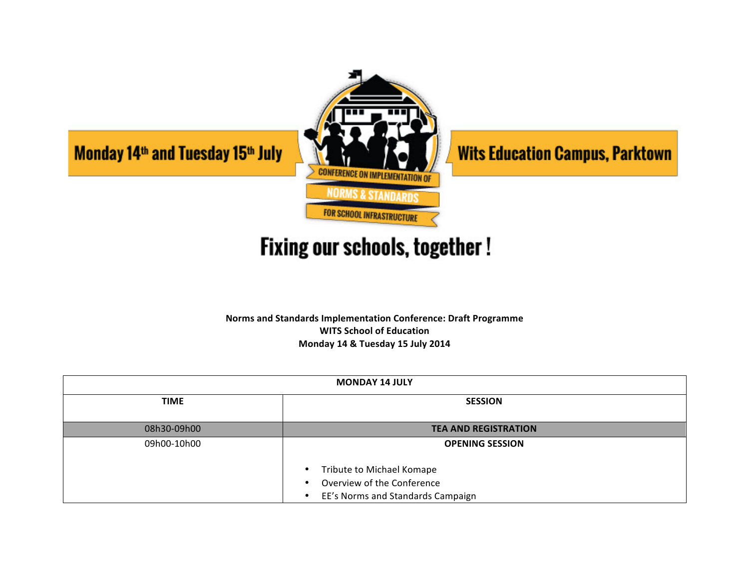Monday 14th and Tuesday 15th July

CONFERENCE ON IMPLEMENTATION OF NORMS & STANDARDS FOR SCHOOL INFRASTRUCTURE

Wits Education Campus, Parktown

# Fixing our schools, together !

**Norms and Standards Implementation Conference: Draft Programme**
**WITS School of Education**
**Monday 14 & Tuesday 15 July 2014**

| MONDAY 14 JULY | |
|---|---|
| **TIME** | **SESSION** |
| 08h30-09h00 | **TEA AND REGISTRATION** |
| 09h00-10h00 | **OPENING SESSION**<br><br>• Tribute to Michael Komape<br>• Overview of the Conference<br>• EE's Norms and Standards Campaign |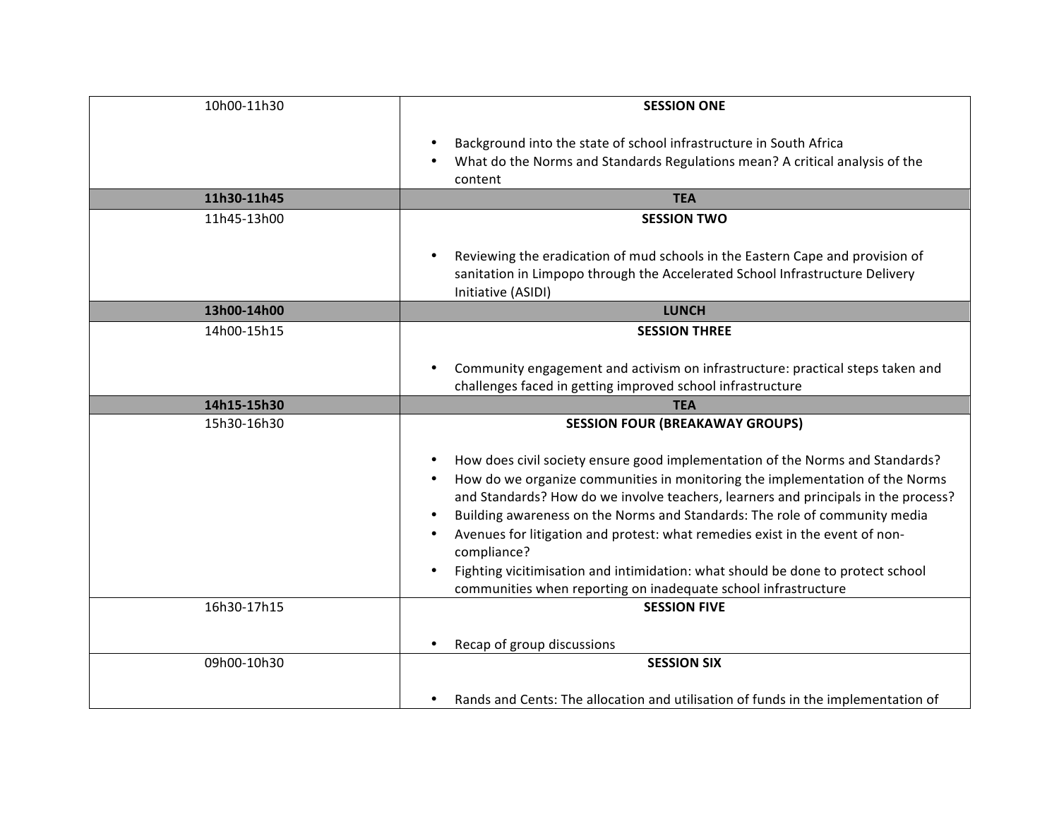| 10h00-11h30 | **SESSION ONE**<br><br>• Background into the state of school infrastructure in South Africa<br>• What do the Norms and Standards Regulations mean? A critical analysis of the content |
|---|---|
| **11h30-11h45** | **TEA** |
| 11h45-13h00 | **SESSION TWO**<br><br>• Reviewing the eradication of mud schools in the Eastern Cape and provision of sanitation in Limpopo through the Accelerated School Infrastructure Delivery Initiative (ASIDI) |
| **13h00-14h00** | **LUNCH** |
| 14h00-15h15 | **SESSION THREE**<br><br>• Community engagement and activism on infrastructure: practical steps taken and challenges faced in getting improved school infrastructure |
| **14h15-15h30** | **TEA** |
| 15h30-16h30 | **SESSION FOUR (BREAKAWAY GROUPS)**<br><br>• How does civil society ensure good implementation of the Norms and Standards?<br>• How do we organize communities in monitoring the implementation of the Norms and Standards? How do we involve teachers, learners and principals in the process?<br>• Building awareness on the Norms and Standards: The role of community media<br>• Avenues for litigation and protest: what remedies exist in the event of non-compliance?<br>• Fighting vicitimisation and intimidation: what should be done to protect school communities when reporting on inadequate school infrastructure |
| 16h30-17h15 | **SESSION FIVE**<br><br>• Recap of group discussions |
| 09h00-10h30 | **SESSION SIX**<br><br>• Rands and Cents: The allocation and utilisation of funds in the implementation of |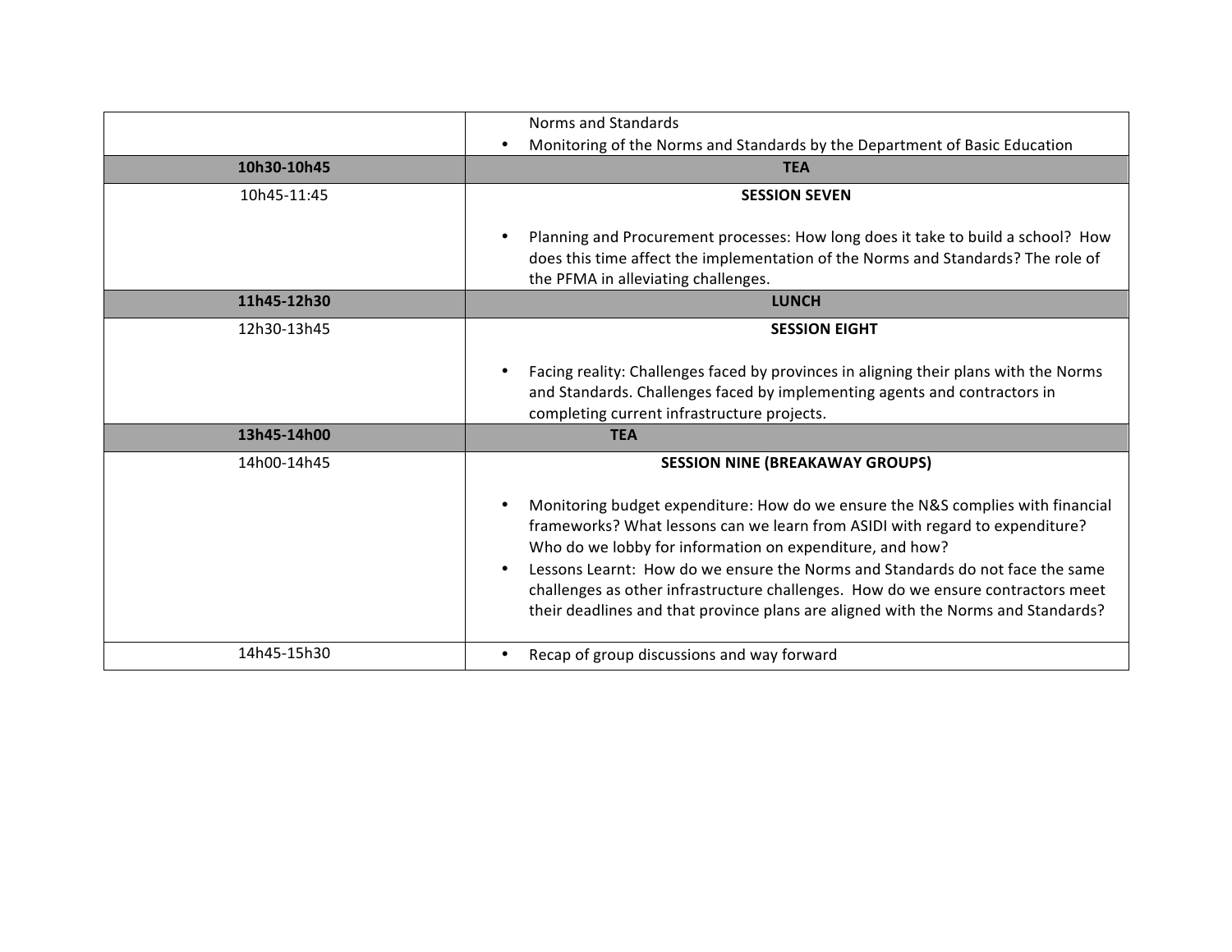| | |
|---|---|
| | Norms and Standards<br>• Monitoring of the Norms and Standards by the Department of Basic Education |
| **10h30-10h45** | **TEA** |
| 10h45-11:45 | **SESSION SEVEN**<br><br>• Planning and Procurement processes: How long does it take to build a school? How does this time affect the implementation of the Norms and Standards? The role of the PFMA in alleviating challenges. |
| **11h45-12h30** | **LUNCH** |
| 12h30-13h45 | **SESSION EIGHT**<br><br>• Facing reality: Challenges faced by provinces in aligning their plans with the Norms and Standards. Challenges faced by implementing agents and contractors in completing current infrastructure projects. |
| **13h45-14h00** | **TEA** |
| 14h00-14h45 | **SESSION NINE (BREAKAWAY GROUPS)**<br><br>• Monitoring budget expenditure: How do we ensure the N&S complies with financial frameworks? What lessons can we learn from ASIDI with regard to expenditure? Who do we lobby for information on expenditure, and how?<br>• Lessons Learnt: How do we ensure the Norms and Standards do not face the same challenges as other infrastructure challenges. How do we ensure contractors meet their deadlines and that province plans are aligned with the Norms and Standards? |
| 14h45-15h30 | • Recap of group discussions and way forward |